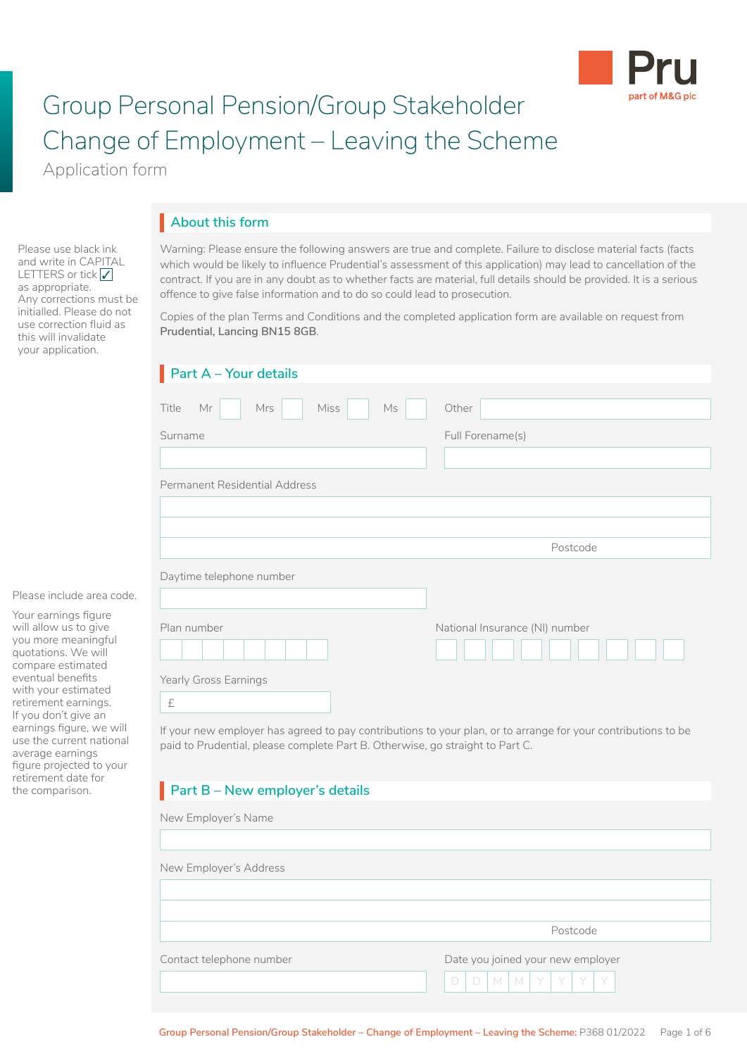Pru
part of M&G plc

# Group Personal Pension/Group Stakeholder Change of Employment – Leaving the Scheme

Application form

Please use black ink and write in CAPITAL LETTERS or tick ✓ as appropriate. Any corrections must be initialled. Please do not use correction fluid as this will invalidate your application.

## About this form

Warning: Please ensure the following answers are true and complete. Failure to disclose material facts (facts which would be likely to influence Prudential's assessment of this application) may lead to cancellation of the contract. If you are in any doubt as to whether facts are material, full details should be provided. It is a serious offence to give false information and to do so could lead to prosecution.

Copies of the plan Terms and Conditions and the completed application form are available on request from **Prudential, Lancing BN15 8GB**.

## Part A – Your details

Title Mr ☐ Mrs ☐ Miss ☐ Ms ☐ Other

Surname

Full Forename(s)

Permanent Residential Address

Postcode

Daytime telephone number

Please include area code.

Plan number

National Insurance (NI) number

Yearly Gross Earnings

£

Your earnings figure will allow us to give you more meaningful quotations. We will compare estimated eventual benefits with your estimated retirement earnings. If you don't give an earnings figure, we will use the current national average earnings figure projected to your retirement date for the comparison.

If your new employer has agreed to pay contributions to your plan, or to arrange for your contributions to be paid to Prudential, please complete Part B. Otherwise, go straight to Part C.

## Part B – New employer's details

New Employer's Name

New Employer's Address

Postcode

Contact telephone number

Date you joined your new employer

D D M M Y Y Y Y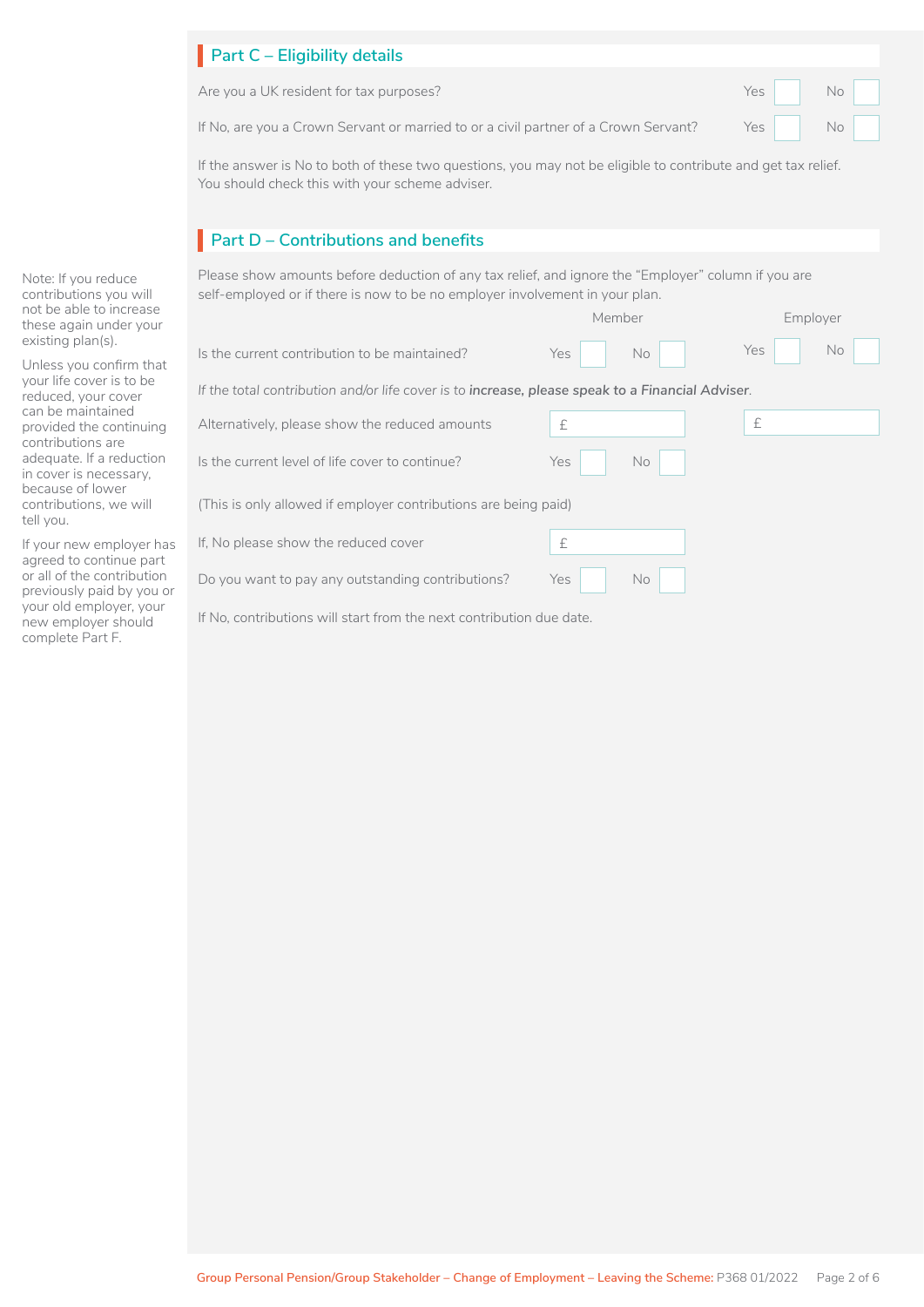## Part C – Eligibility details

Are you a UK resident for tax purposes? Yes ☐ No ☐

If No, are you a Crown Servant or married to or a civil partner of a Crown Servant? Yes ☐ No ☐

If the answer is No to both of these two questions, you may not be eligible to contribute and get tax relief. You should check this with your scheme adviser.

## Part D – Contributions and benefits

Note: If you reduce contributions you will not be able to increase these again under your existing plan(s).

Unless you confirm that your life cover is to be reduced, your cover can be maintained provided the continuing contributions are adequate. If a reduction in cover is necessary, because of lower contributions, we will tell you.

If your new employer has agreed to continue part or all of the contribution previously paid by you or your old employer, your new employer should complete Part F.

Please show amounts before deduction of any tax relief, and ignore the "Employer" column if you are self-employed or if there is now to be no employer involvement in your plan.

| | Member | Employer |
|---|---|---|
| Is the current contribution to be maintained? | Yes ☐ No ☐ | Yes ☐ No ☐ |

*If the total contribution and/or life cover is to* ***increase, please speak to a Financial Adviser****.*

| | Member | Employer |
|---|---|---|
| Alternatively, please show the reduced amounts | £ | £ |
| Is the current level of life cover to continue? | Yes ☐ No ☐ | |

(This is only allowed if employer contributions are being paid)

If, No please show the reduced cover £

Do you want to pay any outstanding contributions? Yes ☐ No ☐

If No, contributions will start from the next contribution due date.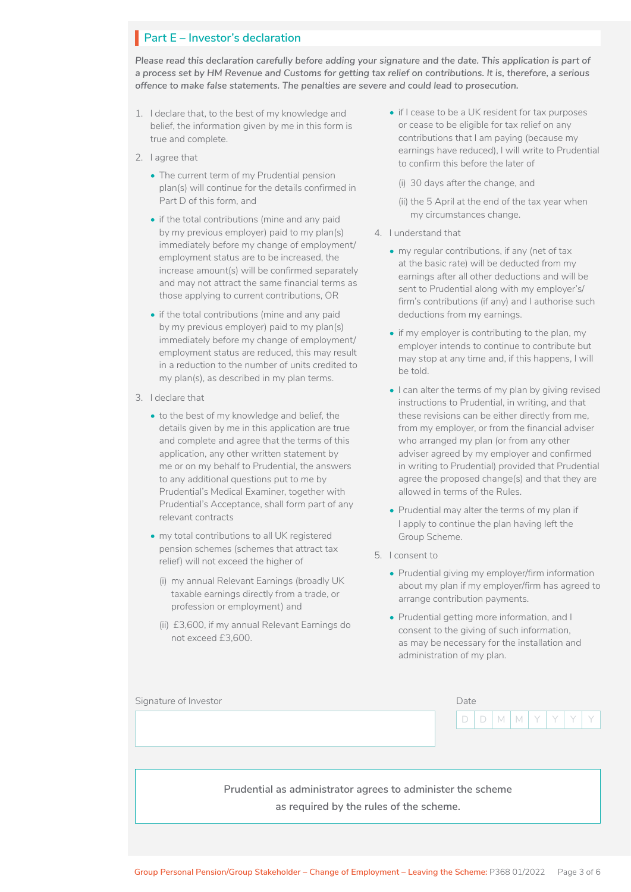## Part E – Investor's declaration

*Please read this declaration carefully before adding your signature and the date. This application is part of a process set by HM Revenue and Customs for getting tax relief on contributions. It is, therefore, a serious offence to make false statements. The penalties are severe and could lead to prosecution.*

1. I declare that, to the best of my knowledge and belief, the information given by me in this form is true and complete.
2. I agree that
   - The current term of my Prudential pension plan(s) will continue for the details confirmed in Part D of this form, and
   - if the total contributions (mine and any paid by my previous employer) paid to my plan(s) immediately before my change of employment/ employment status are to be increased, the increase amount(s) will be confirmed separately and may not attract the same financial terms as those applying to current contributions, OR
   - if the total contributions (mine and any paid by my previous employer) paid to my plan(s) immediately before my change of employment/ employment status are reduced, this may result in a reduction to the number of units credited to my plan(s), as described in my plan terms.
3. I declare that
   - to the best of my knowledge and belief, the details given by me in this application are true and complete and agree that the terms of this application, any other written statement by me or on my behalf to Prudential, the answers to any additional questions put to me by Prudential's Medical Examiner, together with Prudential's Acceptance, shall form part of any relevant contracts
   - my total contributions to all UK registered pension schemes (schemes that attract tax relief) will not exceed the higher of
     (i) my annual Relevant Earnings (broadly UK taxable earnings directly from a trade, or profession or employment) and
     (ii) £3,600, if my annual Relevant Earnings do not exceed £3,600.
   - if I cease to be a UK resident for tax purposes or cease to be eligible for tax relief on any contributions that I am paying (because my earnings have reduced), I will write to Prudential to confirm this before the later of
     (i) 30 days after the change, and
     (ii) the 5 April at the end of the tax year when my circumstances change.
4. I understand that
   - my regular contributions, if any (net of tax at the basic rate) will be deducted from my earnings after all other deductions and will be sent to Prudential along with my employer's/ firm's contributions (if any) and I authorise such deductions from my earnings.
   - if my employer is contributing to the plan, my employer intends to continue to contribute but may stop at any time and, if this happens, I will be told.
   - I can alter the terms of my plan by giving revised instructions to Prudential, in writing, and that these revisions can be either directly from me, from my employer, or from the financial adviser who arranged my plan (or from any other adviser agreed by my employer and confirmed in writing to Prudential) provided that Prudential agree the proposed change(s) and that they are allowed in terms of the Rules.
   - Prudential may alter the terms of my plan if I apply to continue the plan having left the Group Scheme.
5. I consent to
   - Prudential giving my employer/firm information about my plan if my employer/firm has agreed to arrange contribution payments.
   - Prudential getting more information, and I consent to the giving of such information, as may be necessary for the installation and administration of my plan.

Signature of Investor

Date D D M M Y Y Y Y

Prudential as administrator agrees to administer the scheme as required by the rules of the scheme.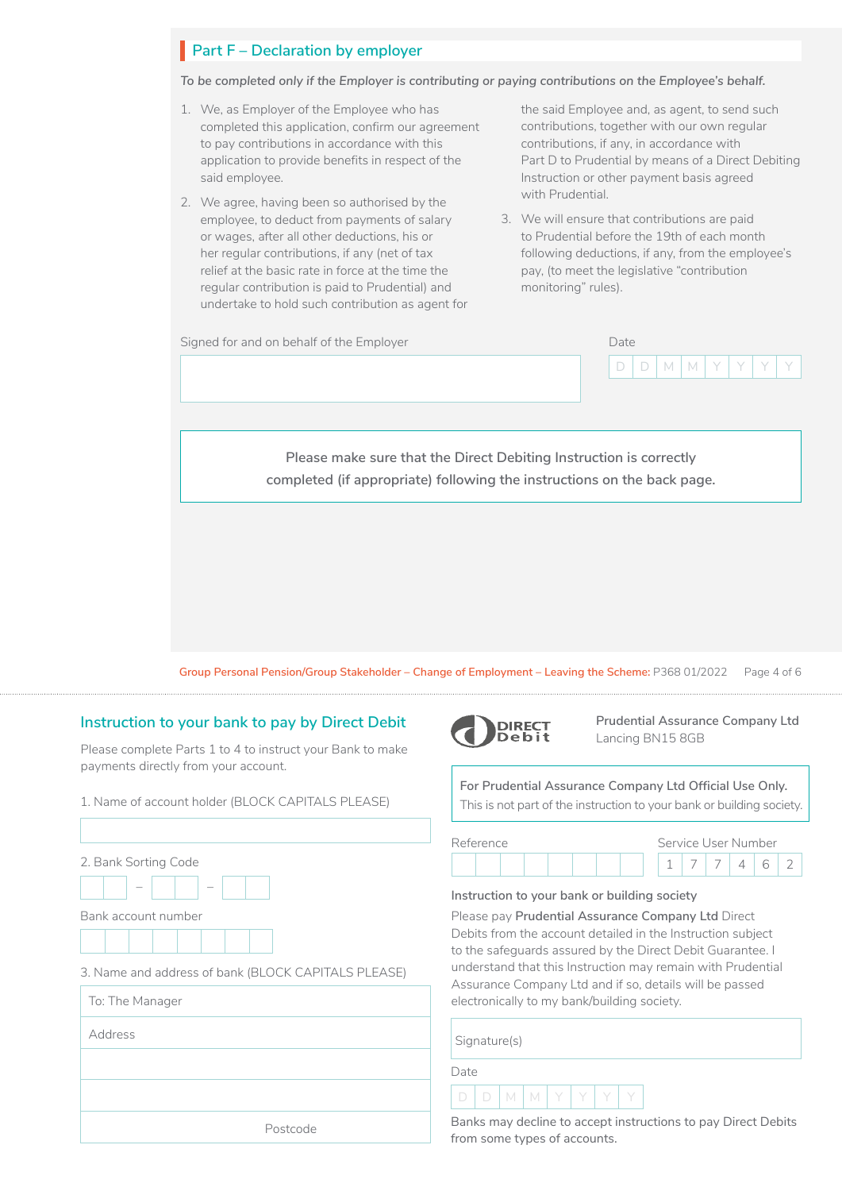## Part F – Declaration by employer

*To be completed only if the Employer is contributing or paying contributions on the Employee's behalf.*

1. We, as Employer of the Employee who has completed this application, confirm our agreement to pay contributions in accordance with this application to provide benefits in respect of the said employee.
2. We agree, having been so authorised by the employee, to deduct from payments of salary or wages, after all other deductions, his or her regular contributions, if any (net of tax relief at the basic rate in force at the time the regular contribution is paid to Prudential) and undertake to hold such contribution as agent for the said Employee and, as agent, to send such contributions, together with our own regular contributions, if any, in accordance with Part D to Prudential by means of a Direct Debiting Instruction or other payment basis agreed with Prudential.
3. We will ensure that contributions are paid to Prudential before the 19th of each month following deductions, if any, from the employee's pay, (to meet the legislative "contribution monitoring" rules).

Signed for and on behalf of the Employer

Date D D M M Y Y Y Y

Please make sure that the Direct Debiting Instruction is correctly completed (if appropriate) following the instructions on the back page.

Group Personal Pension/Group Stakeholder – Change of Employment – Leaving the Scheme: P368 01/2022

## Instruction to your bank to pay by Direct Debit

Please complete Parts 1 to 4 to instruct your Bank to make payments directly from your account.

1. Name of account holder (BLOCK CAPITALS PLEASE)

2. Bank Sorting Code

Bank account number

3. Name and address of bank (BLOCK CAPITALS PLEASE)

To: The Manager

Address

Postcode

DIRECT Debit

**Prudential Assurance Company Ltd**
Lancing BN15 8GB

**For Prudential Assurance Company Ltd Official Use Only.**
This is not part of the instruction to your bank or building society.

Reference

Service User Number

| 1 | 7 | 7 | 4 | 6 | 2 |
|---|---|---|---|---|---|

**Instruction to your bank or building society**

Please pay **Prudential Assurance Company Ltd** Direct Debits from the account detailed in the Instruction subject to the safeguards assured by the Direct Debit Guarantee. I understand that this Instruction may remain with Prudential Assurance Company Ltd and if so, details will be passed electronically to my bank/building society.

Signature(s)

Date D D M M Y Y Y Y

Banks may decline to accept instructions to pay Direct Debits from some types of accounts.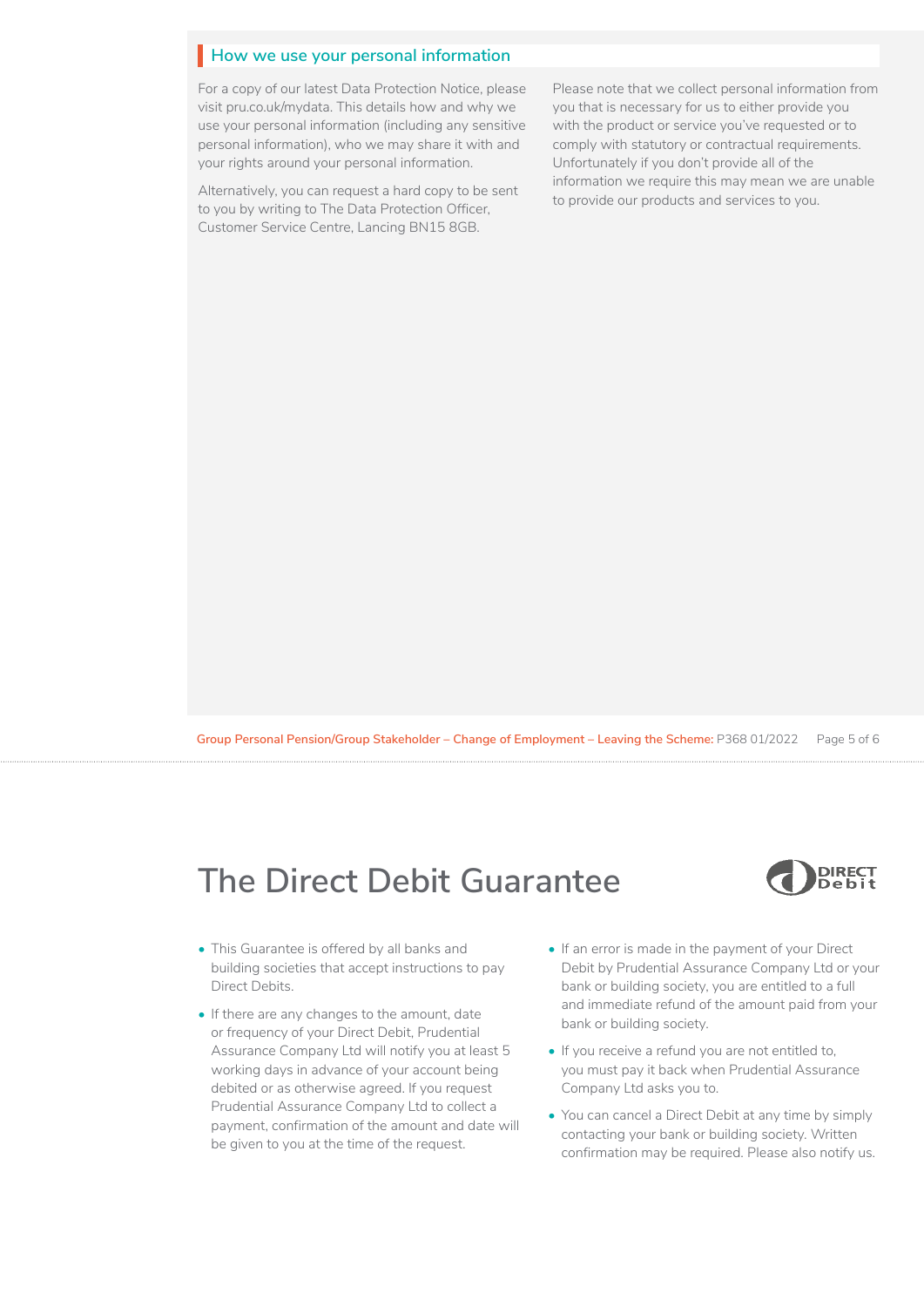## How we use your personal information

For a copy of our latest Data Protection Notice, please visit pru.co.uk/mydata. This details how and why we use your personal information (including any sensitive personal information), who we may share it with and your rights around your personal information.

Alternatively, you can request a hard copy to be sent to you by writing to The Data Protection Officer, Customer Service Centre, Lancing BN15 8GB.

Please note that we collect personal information from you that is necessary for us to either provide you with the product or service you've requested or to comply with statutory or contractual requirements. Unfortunately if you don't provide all of the information we require this may mean we are unable to provide our products and services to you.

# The Direct Debit Guarantee

DIRECT Debit

- This Guarantee is offered by all banks and building societies that accept instructions to pay Direct Debits.
- If there are any changes to the amount, date or frequency of your Direct Debit, Prudential Assurance Company Ltd will notify you at least 5 working days in advance of your account being debited or as otherwise agreed. If you request Prudential Assurance Company Ltd to collect a payment, confirmation of the amount and date will be given to you at the time of the request.
- If an error is made in the payment of your Direct Debit by Prudential Assurance Company Ltd or your bank or building society, you are entitled to a full and immediate refund of the amount paid from your bank or building society.
- If you receive a refund you are not entitled to, you must pay it back when Prudential Assurance Company Ltd asks you to.
- You can cancel a Direct Debit at any time by simply contacting your bank or building society. Written confirmation may be required. Please also notify us.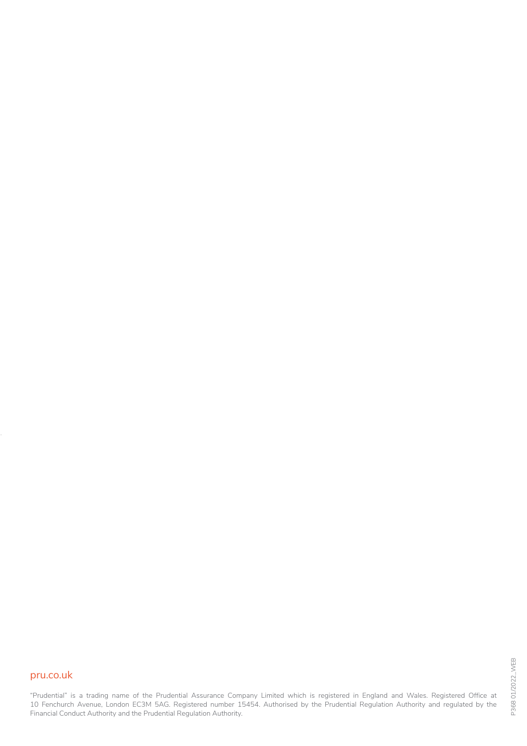pru.co.uk

"Prudential" is a trading name of the Prudential Assurance Company Limited which is registered in England and Wales. Registered Office at 10 Fenchurch Avenue, London EC3M 5AG. Registered number 15454. Authorised by the Prudential Regulation Authority and regulated by the Financial Conduct Authority and the Prudential Regulation Authority.

P368 01/2022_WEB